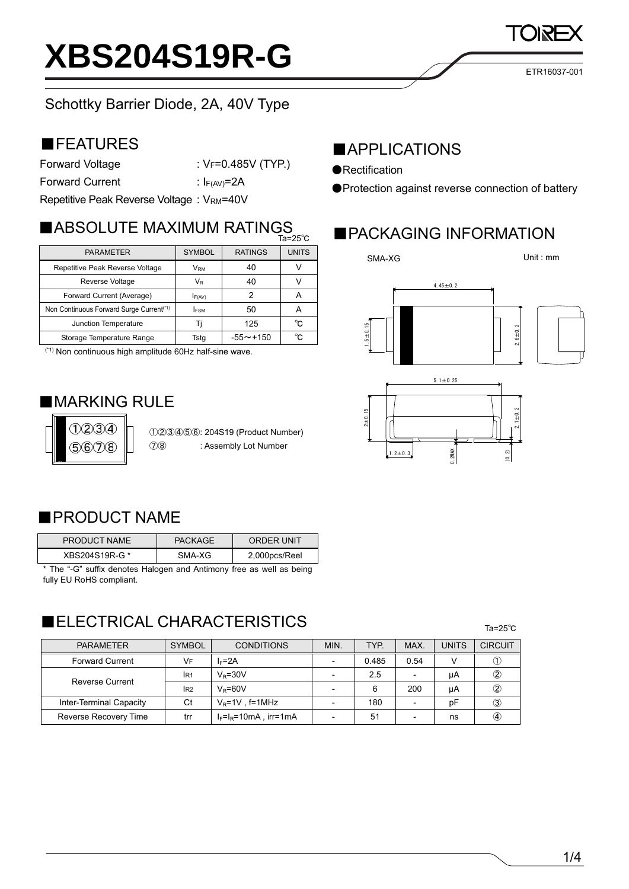# XBS204S19R-G

ETR16037-001

Schottky Barrier Diode, 2A, 40V Type

## ■FEATURES

Forward Voltage : $V_F$=0.485V (TYP.)

Forward Current : $I_{F(AV)}$=2A

Repetitive Peak Reverse Voltage : $V_{RM}$=40V

## ■APPLICATIONS

●Rectification

●Protection against reverse connection of battery

## ■ABSOLUTE MAXIMUM RATINGS

Ta=25℃

| PARAMETER | SYMBOL | RATINGS | UNITS |
|---|---|---|---|
| Repetitive Peak Reverse Voltage | $V_{RM}$ | 40 | V |
| Reverse Voltage | $V_R$ | 40 | V |
| Forward Current (Average) | $I_{F(AV)}$ | 2 | A |
| Non Continuous Forward Surge Current(*1) | $I_{FSM}$ | 50 | A |
| Junction Temperature | Tj | 125 | ℃ |
| Storage Temperature Range | Tstg | -55～+150 | ℃ |

(*1) Non continuous high amplitude 60Hz half-sine wave.

## ■PACKAGING INFORMATION

SMA-XG

Unit : mm

4.45±0.2, 1.5±0.15, 2.6±0.2, 5.1±0.25, 2±0.15, 2.1±0.2, 1.2±0.3, 0.2MAX, (0.2)

## ■MARKING RULE

①②③④
⑤⑥⑦⑧

①②③④⑤⑥: 204S19 (Product Number)

⑦⑧ : Assembly Lot Number

## ■PRODUCT NAME

| PRODUCT NAME | PACKAGE | ORDER UNIT |
|---|---|---|
| XBS204S19R-G * | SMA-XG | 2,000pcs/Reel |

\* The "-G" suffix denotes Halogen and Antimony free as well as being fully EU RoHS compliant.

## ■ELECTRICAL CHARACTERISTICS

Ta=25℃

| PARAMETER | SYMBOL | CONDITIONS | MIN. | TYP. | MAX. | UNITS | CIRCUIT |
|---|---|---|---|---|---|---|---|
| Forward Current | $V_F$ | $I_F$=2A | - | 0.485 | 0.54 | V | ① |
| Reverse Current | $I_{R1}$ | $V_R$=30V | - | 2.5 | - | μA | ② |
| | $I_{R2}$ | $V_R$=60V | - | 6 | 200 | μA | ② |
| Inter-Terminal Capacity | Ct | $V_R$=1V , f=1MHz | - | 180 | - | pF | ③ |
| Reverse Recovery Time | trr | $I_F$=$I_R$=10mA , irr=1mA | - | 51 | - | ns | ④ |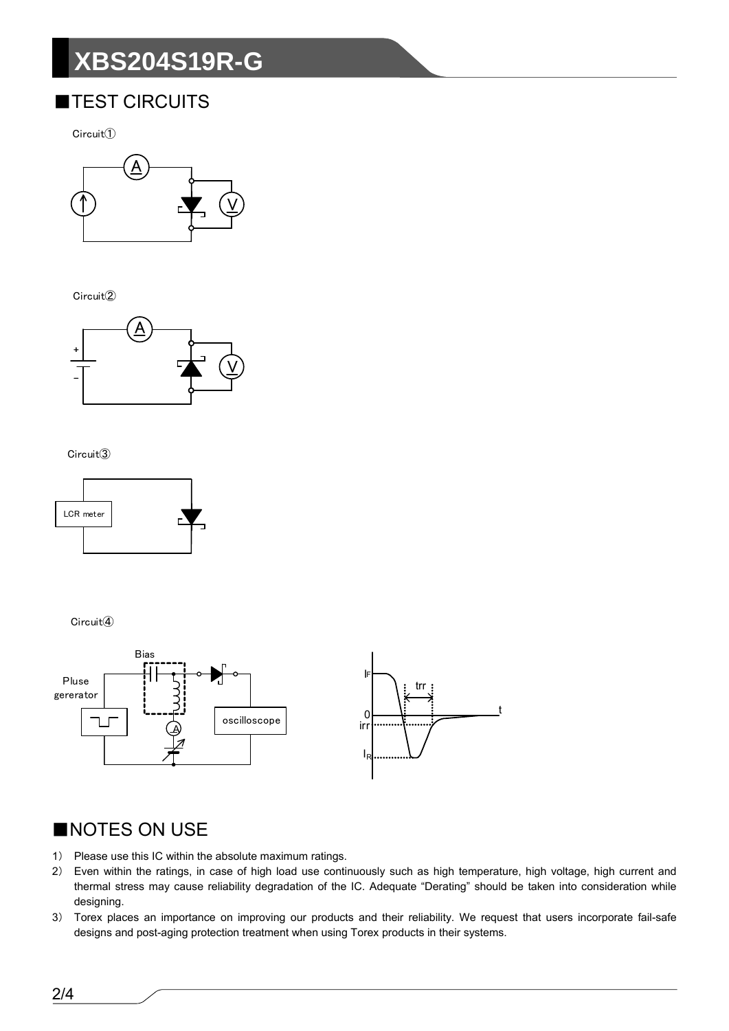# XBS204S19R-G

## ■TEST CIRCUITS

Circuit①

Circuit②

Circuit③

LCR meter

Circuit④

Bias

Pluse gererator

oscilloscope

IF

trr

0

irr

IR

t

## ■NOTES ON USE

1) Please use this IC within the absolute maximum ratings.
2) Even within the ratings, in case of high load use continuously such as high temperature, high voltage, high current and thermal stress may cause reliability degradation of the IC. Adequate “Derating” should be taken into consideration while designing.
3) Torex places an importance on improving our products and their reliability. We request that users incorporate fail-safe designs and post-aging protection treatment when using Torex products in their systems.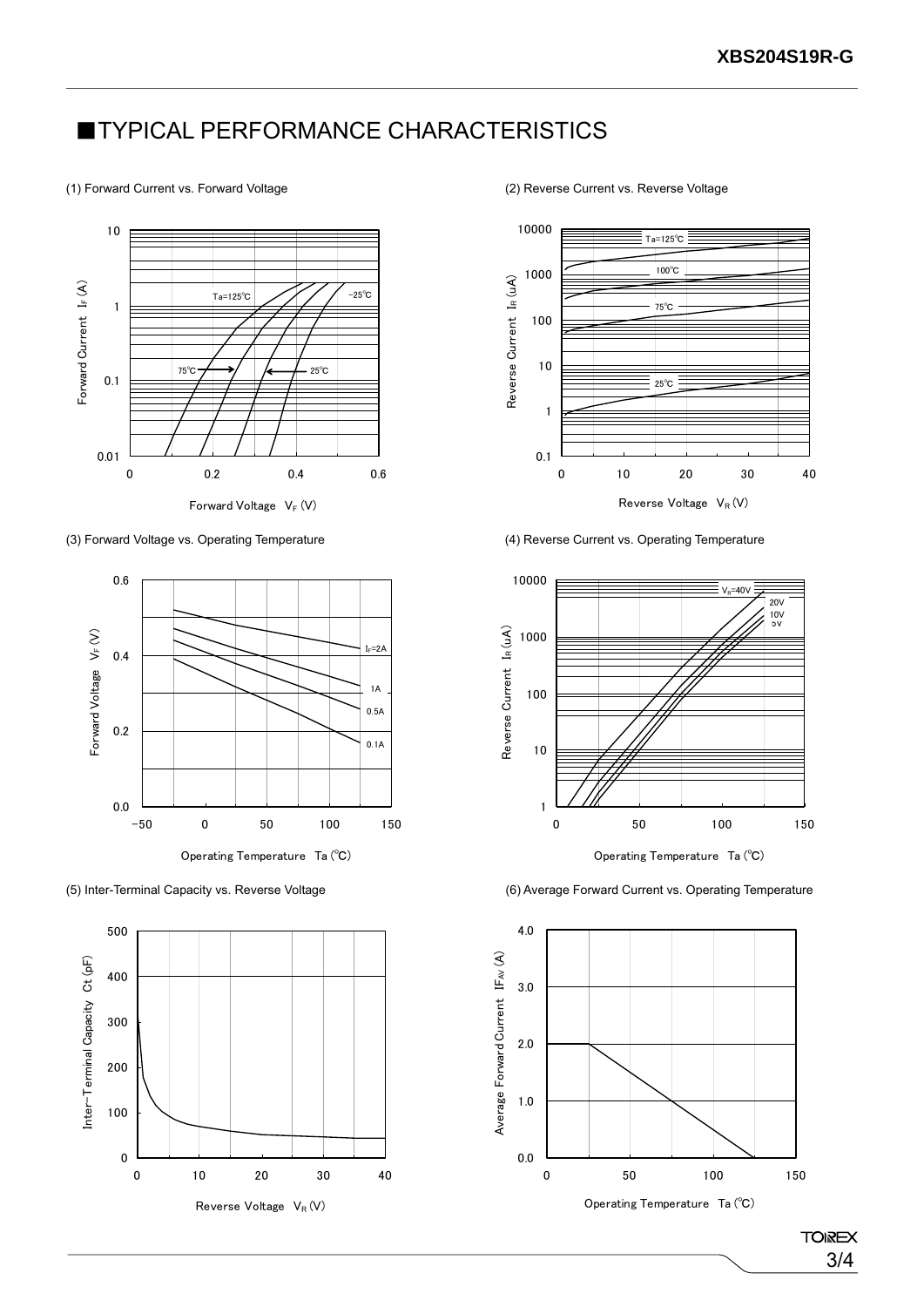## ■TYPICAL PERFORMANCE CHARACTERISTICS

(1) Forward Current vs. Forward Voltage

Forward Current $I_F$ (A)

10, 1, 0.1, 0.01

Ta=125℃, −25℃, 75℃, 25℃

0, 0.2, 0.4, 0.6

Forward Voltage $V_F$ (V)

(2) Reverse Current vs. Reverse Voltage

Reverse Current $I_R$ (uA)

10000, 1000, 100, 10, 1, 0.1

Ta=125℃, 100℃, 75℃, 25℃

0, 10, 20, 30, 40

Reverse Voltage $V_R$ (V)

(3) Forward Voltage vs. Operating Temperature

Forward Voltage $V_F$ (V)

0.6, 0.4, 0.2, 0.0

$I_F$=2A, 1A, 0.5A, 0.1A

−50, 0, 50, 100, 150

Operating Temperature Ta (℃)

(4) Reverse Current vs. Operating Temperature

Reverse Current $I_R$ (uA)

10000, 1000, 100, 10, 1

$V_R$=40V, 20V, 10V, 5V

0, 50, 100, 150

Operating Temperature Ta (℃)

(5) Inter-Terminal Capacity vs. Reverse Voltage

Inter−Terminal Capacity Ct (pF)

500, 400, 300, 200, 100, 0

0, 10, 20, 30, 40

Reverse Voltage $V_R$ (V)

(6) Average Forward Current vs. Operating Temperature

Average Forward Current $IF_{AV}$ (A)

4.0, 3.0, 2.0, 1.0, 0.0

0, 50, 100, 150

Operating Temperature Ta (℃)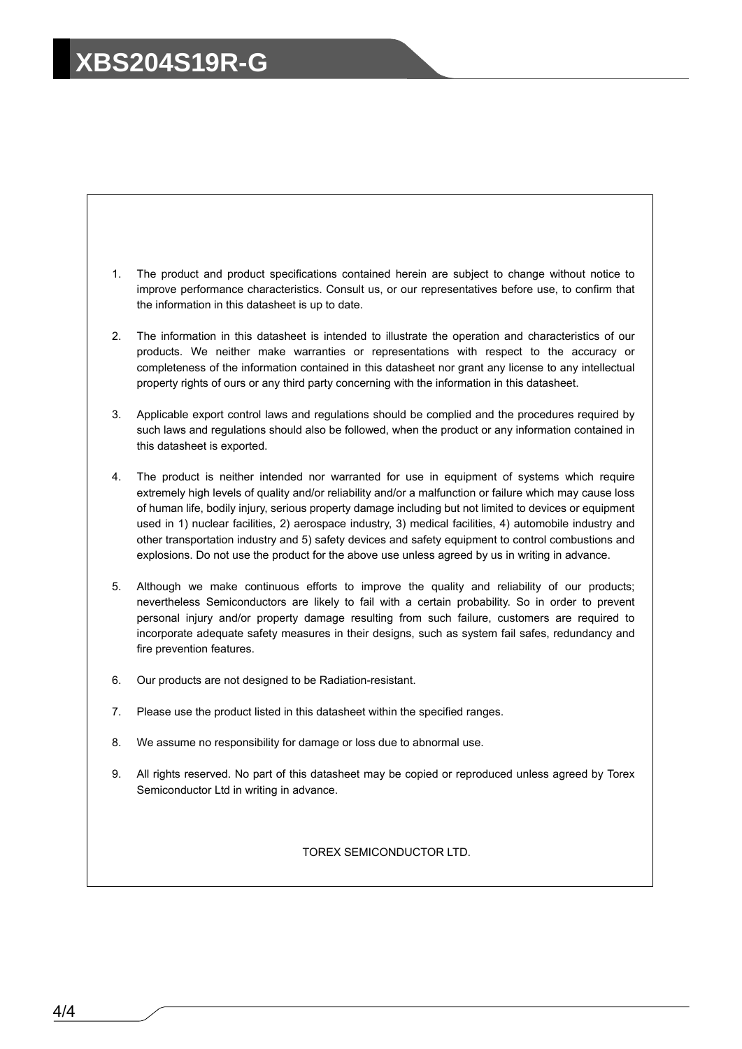1. The product and product specifications contained herein are subject to change without notice to improve performance characteristics. Consult us, or our representatives before use, to confirm that the information in this datasheet is up to date.

2. The information in this datasheet is intended to illustrate the operation and characteristics of our products. We neither make warranties or representations with respect to the accuracy or completeness of the information contained in this datasheet nor grant any license to any intellectual property rights of ours or any third party concerning with the information in this datasheet.

3. Applicable export control laws and regulations should be complied and the procedures required by such laws and regulations should also be followed, when the product or any information contained in this datasheet is exported.

4. The product is neither intended nor warranted for use in equipment of systems which require extremely high levels of quality and/or reliability and/or a malfunction or failure which may cause loss of human life, bodily injury, serious property damage including but not limited to devices or equipment used in 1) nuclear facilities, 2) aerospace industry, 3) medical facilities, 4) automobile industry and other transportation industry and 5) safety devices and safety equipment to control combustions and explosions. Do not use the product for the above use unless agreed by us in writing in advance.

5. Although we make continuous efforts to improve the quality and reliability of our products; nevertheless Semiconductors are likely to fail with a certain probability. So in order to prevent personal injury and/or property damage resulting from such failure, customers are required to incorporate adequate safety measures in their designs, such as system fail safes, redundancy and fire prevention features.

6. Our products are not designed to be Radiation-resistant.

7. Please use the product listed in this datasheet within the specified ranges.

8. We assume no responsibility for damage or loss due to abnormal use.

9. All rights reserved. No part of this datasheet may be copied or reproduced unless agreed by Torex Semiconductor Ltd in writing in advance.

TOREX SEMICONDUCTOR LTD.